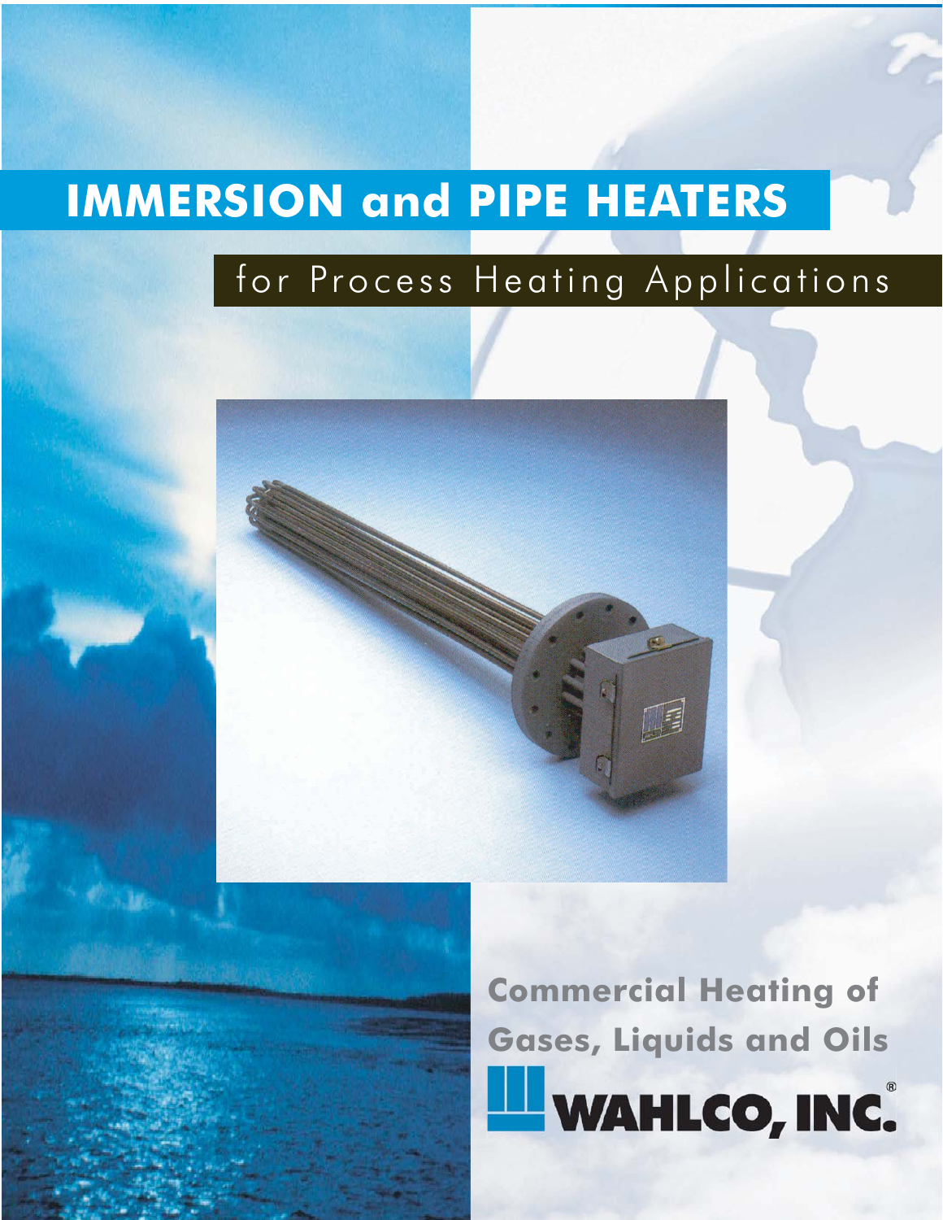# IMMERSION and PIPE HEATERS

## for Process Heating Applications

**Commercial Heating of Gases, Liquids and Oils**

**WAHLCO, INC.®**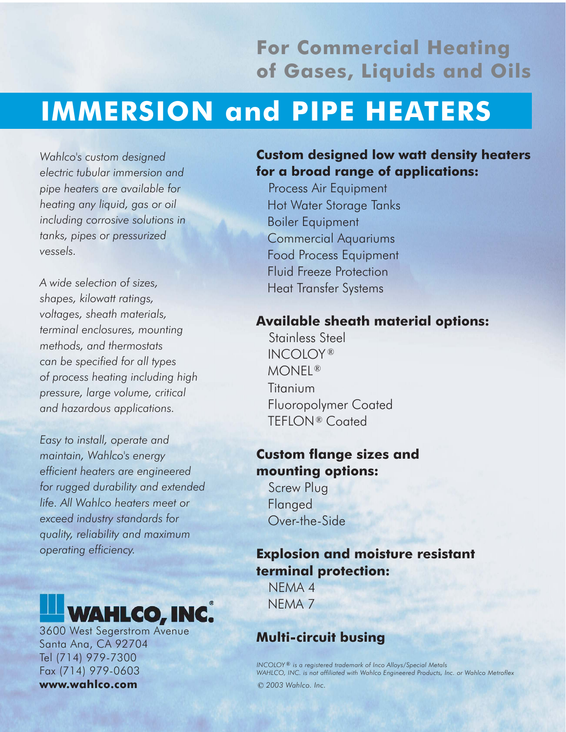## For Commercial Heating of Gases, Liquids and Oils

# IMMERSION and PIPE HEATERS

*Wahlco's custom designed electric tubular immersion and pipe heaters are available for heating any liquid, gas or oil including corrosive solutions in tanks, pipes or pressurized vessels.*

*A wide selection of sizes, shapes, kilowatt ratings, voltages, sheath materials, terminal enclosures, mounting methods, and thermostats can be specified for all types of process heating including high pressure, large volume, critical and hazardous applications.*

*Easy to install, operate and maintain, Wahlco's energy efficient heaters are engineered for rugged durability and extended life. All Wahlco heaters meet or exceed industry standards for quality, reliability and maximum operating efficiency.*

**WAHLCO, INC.®**
3600 West Segerstrom Avenue
Santa Ana, CA 92704
Tel (714) 979-7300
Fax (714) 979-0603
**www.wahlco.com**

### Custom designed low watt density heaters for a broad range of applications:

- Process Air Equipment
- Hot Water Storage Tanks
- Boiler Equipment
- Commercial Aquariums
- Food Process Equipment
- Fluid Freeze Protection
- Heat Transfer Systems

### Available sheath material options:

- Stainless Steel
- INCOLOY®
- MONEL®
- Titanium
- Fluoropolymer Coated
- TEFLON® Coated

### Custom flange sizes and mounting options:

- Screw Plug
- Flanged
- Over-the-Side

### Explosion and moisture resistant terminal protection:

- NEMA 4
- NEMA 7

### Multi-circuit busing

*INCOLOY® is a registered trademark of Inco Alloys/Special Metals*
*WAHLCO, INC. is not affiliated with Wahlco Engineered Products, Inc. or Wahlco Metroflex*
*© 2003 Wahlco. Inc.*